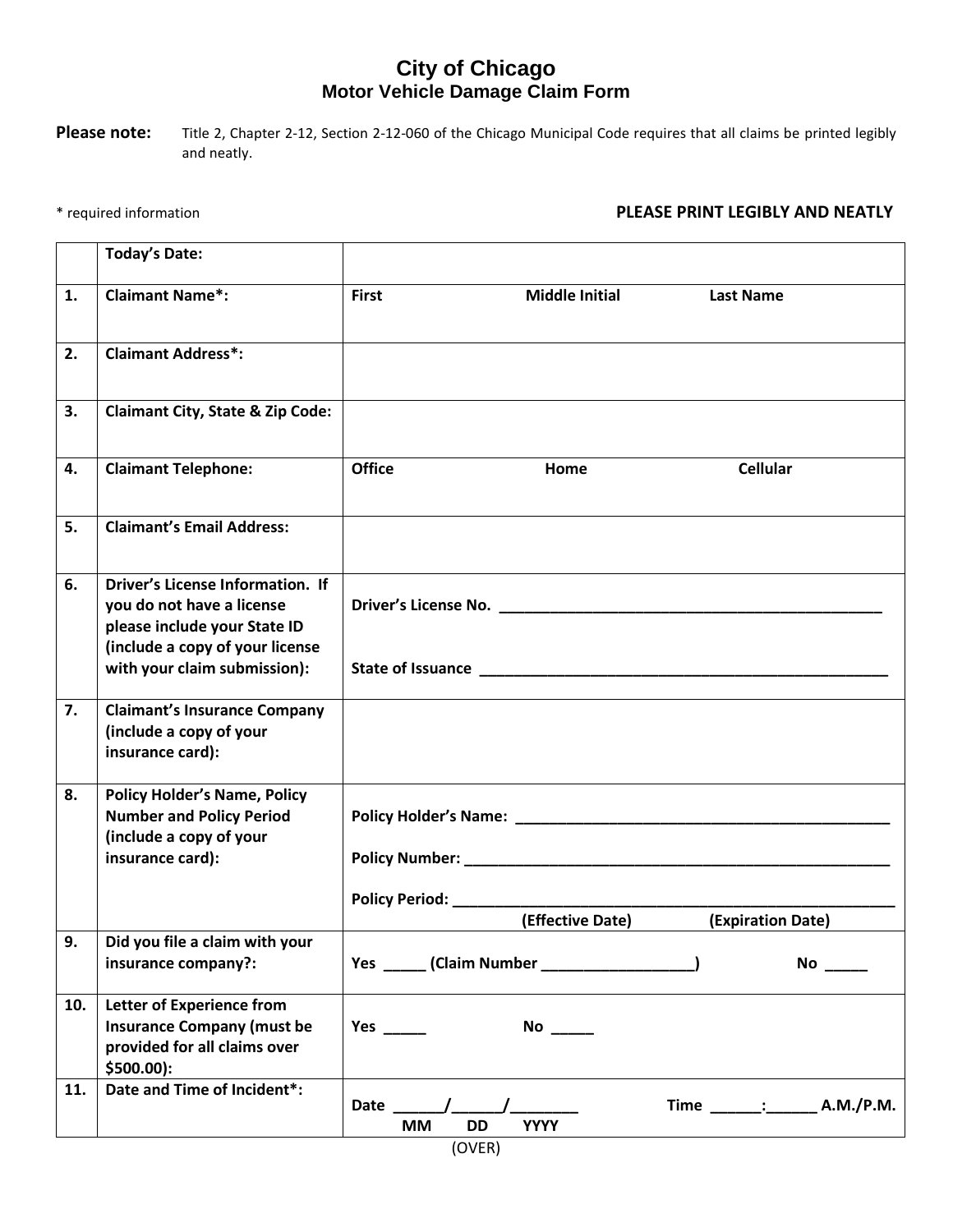# City of Chicago

## Motor Vehicle Damage Claim Form

**Please note:** Title 2, Chapter 2-12, Section 2-12-060 of the Chicago Municipal Code requires that all claims be printed legibly and neatly.

\* required information

**PLEASE PRINT LEGIBLY AND NEATLY**

| | | |
|---|---|---|
| | **Today's Date:** | |
| **1.** | **Claimant Name\*:** | **First** **Middle Initial** **Last Name** |
| **2.** | **Claimant Address\*:** | |
| **3.** | **Claimant City, State & Zip Code:** | |
| **4.** | **Claimant Telephone:** | **Office** **Home** **Cellular** |
| **5.** | **Claimant's Email Address:** | |
| **6.** | **Driver's License Information. If you do not have a license please include your State ID (include a copy of your license with your claim submission):** | **Driver's License No.** ______________________________________________<br><br>**State of Issuance** ________________________________________________ |
| **7.** | **Claimant's Insurance Company (include a copy of your insurance card):** | |
| **8.** | **Policy Holder's Name, Policy Number and Policy Period (include a copy of your insurance card):** | **Policy Holder's Name:** ____________________________________________<br><br>**Policy Number:** ____________________________________________________<br><br>**Policy Period:** ____________________________________________________<br>**(Effective Date)** **(Expiration Date)** |
| **9.** | **Did you file a claim with your insurance company?:** | **Yes** _____ **(Claim Number** __________________**)** **No** _____ |
| **10.** | **Letter of Experience from Insurance Company (must be provided for all claims over $500.00):** | **Yes** _____ **No** _____ |
| **11.** | **Date and Time of Incident\*:** | **Date** ______/______/________ **Time** ______:______ **A.M./P.M.**<br>**MM** **DD** **YYYY** |

(OVER)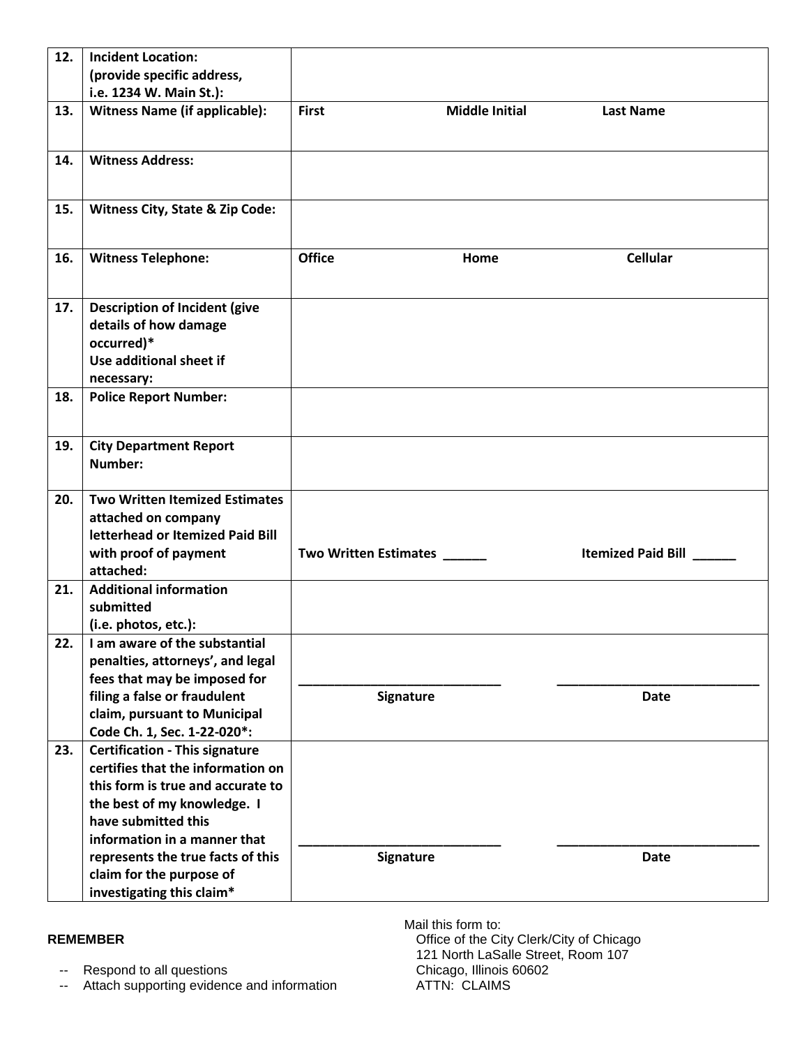| | | |
|---|---|---|
| 12. | **Incident Location: (provide specific address, i.e. 1234 W. Main St.):** | |
| 13. | **Witness Name (if applicable):** | **First** **Middle Initial** **Last Name** |
| 14. | **Witness Address:** | |
| 15. | **Witness City, State & Zip Code:** | |
| 16. | **Witness Telephone:** | **Office** **Home** **Cellular** |
| 17. | **Description of Incident (give details of how damage occurred)* Use additional sheet if necessary:** | |
| 18. | **Police Report Number:** | |
| 19. | **City Department Report Number:** | |
| 20. | **Two Written Itemized Estimates attached on company letterhead or Itemized Paid Bill with proof of payment attached:** | **Two Written Estimates ______** **Itemized Paid Bill ______** |
| 21. | **Additional information submitted (i.e. photos, etc.):** | |
| 22. | **I am aware of the substantial penalties, attorneys', and legal fees that may be imposed for filing a false or fraudulent claim, pursuant to Municipal Code Ch. 1, Sec. 1-22-020*:** | ____________________________ **Signature** ____________________________ **Date** |
| 23. | **Certification - This signature certifies that the information on this form is true and accurate to the best of my knowledge. I have submitted this information in a manner that represents the true facts of this claim for the purpose of investigating this claim*** | ____________________________ **Signature** ____________________________ **Date** |

**REMEMBER**

-- Respond to all questions
-- Attach supporting evidence and information

Mail this form to:
Office of the City Clerk/City of Chicago
121 North LaSalle Street, Room 107
Chicago, Illinois 60602
ATTN: CLAIMS